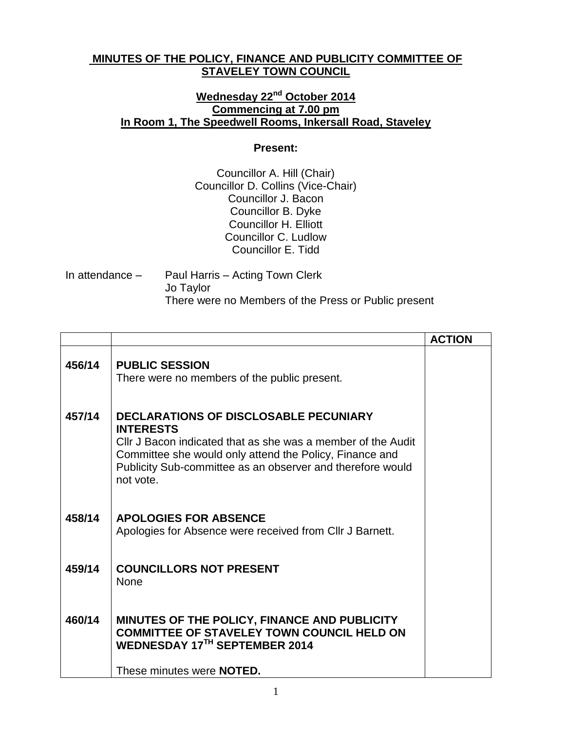**MINUTES OF THE POLICY, FINANCE AND PUBLICITY COMMITTEE OF STAVELEY TOWN COUNCIL**

**Wednesday 22nd October 2014**
**Commencing at 7.00 pm**
**In Room 1, The Speedwell Rooms, Inkersall Road, Staveley**

**Present:**

Councillor A. Hill (Chair)
Councillor D. Collins (Vice-Chair)
Councillor J. Bacon
Councillor B. Dyke
Councillor H. Elliott
Councillor C. Ludlow
Councillor E. Tidd

In attendance – Paul Harris – Acting Town Clerk
Jo Taylor
There were no Members of the Press or Public present

| | | ACTION |
|---|---|---|
| 456/14 | **PUBLIC SESSION**<br>There were no members of the public present. | |
| 457/14 | **DECLARATIONS OF DISCLOSABLE PECUNIARY INTERESTS**<br>Cllr J Bacon indicated that as she was a member of the Audit Committee she would only attend the Policy, Finance and Publicity Sub-committee as an observer and therefore would not vote. | |
| 458/14 | **APOLOGIES FOR ABSENCE**<br>Apologies for Absence were received from Cllr J Barnett. | |
| 459/14 | **COUNCILLORS NOT PRESENT**<br>None | |
| 460/14 | **MINUTES OF THE POLICY, FINANCE AND PUBLICITY COMMITTEE OF STAVELEY TOWN COUNCIL HELD ON WEDNESDAY 17TH SEPTEMBER 2014**<br><br>These minutes were **NOTED.** | |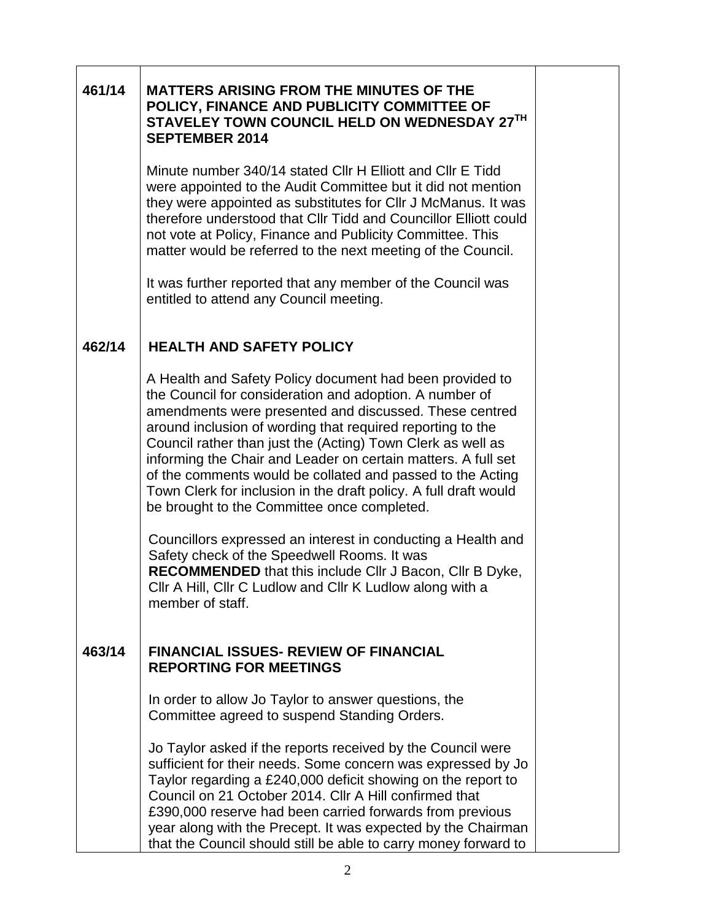| | | |
|---|---|---|
| **461/14** | **MATTERS ARISING FROM THE MINUTES OF THE POLICY, FINANCE AND PUBLICITY COMMITTEE OF STAVELEY TOWN COUNCIL HELD ON WEDNESDAY 27TH SEPTEMBER 2014**<br><br>Minute number 340/14 stated Cllr H Elliott and Cllr E Tidd were appointed to the Audit Committee but it did not mention they were appointed as substitutes for Cllr J McManus. It was therefore understood that Cllr Tidd and Councillor Elliott could not vote at Policy, Finance and Publicity Committee. This matter would be referred to the next meeting of the Council.<br><br>It was further reported that any member of the Council was entitled to attend any Council meeting. | |
| **462/14** | **HEALTH AND SAFETY POLICY**<br><br>A Health and Safety Policy document had been provided to the Council for consideration and adoption. A number of amendments were presented and discussed. These centred around inclusion of wording that required reporting to the Council rather than just the (Acting) Town Clerk as well as informing the Chair and Leader on certain matters. A full set of the comments would be collated and passed to the Acting Town Clerk for inclusion in the draft policy. A full draft would be brought to the Committee once completed.<br><br>Councillors expressed an interest in conducting a Health and Safety check of the Speedwell Rooms. It was **RECOMMENDED** that this include Cllr J Bacon, Cllr B Dyke, Cllr A Hill, Cllr C Ludlow and Cllr K Ludlow along with a member of staff. | |
| **463/14** | **FINANCIAL ISSUES- REVIEW OF FINANCIAL REPORTING FOR MEETINGS**<br><br>In order to allow Jo Taylor to answer questions, the Committee agreed to suspend Standing Orders.<br><br>Jo Taylor asked if the reports received by the Council were sufficient for their needs. Some concern was expressed by Jo Taylor regarding a £240,000 deficit showing on the report to Council on 21 October 2014. Cllr A Hill confirmed that £390,000 reserve had been carried forwards from previous year along with the Precept. It was expected by the Chairman that the Council should still be able to carry money forward to | |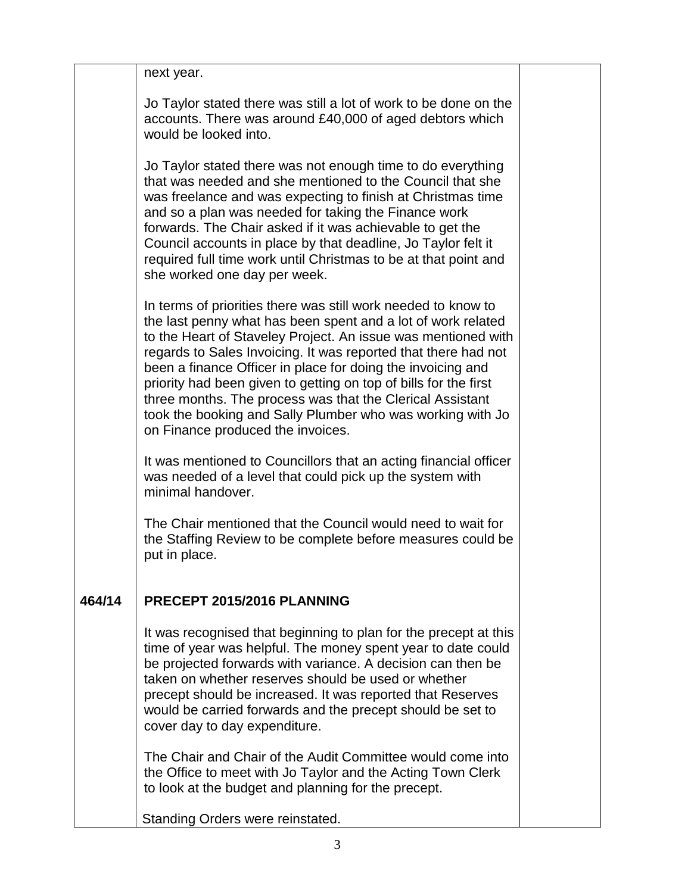next year.

Jo Taylor stated there was still a lot of work to be done on the accounts. There was around £40,000 of aged debtors which would be looked into.

Jo Taylor stated there was not enough time to do everything that was needed and she mentioned to the Council that she was freelance and was expecting to finish at Christmas time and so a plan was needed for taking the Finance work forwards. The Chair asked if it was achievable to get the Council accounts in place by that deadline, Jo Taylor felt it required full time work until Christmas to be at that point and she worked one day per week.

In terms of priorities there was still work needed to know to the last penny what has been spent and a lot of work related to the Heart of Staveley Project. An issue was mentioned with regards to Sales Invoicing. It was reported that there had not been a finance Officer in place for doing the invoicing and priority had been given to getting on top of bills for the first three months. The process was that the Clerical Assistant took the booking and Sally Plumber who was working with Jo on Finance produced the invoices.

It was mentioned to Councillors that an acting financial officer was needed of a level that could pick up the system with minimal handover.

The Chair mentioned that the Council would need to wait for the Staffing Review to be complete before measures could be put in place.

**464/14 PRECEPT 2015/2016 PLANNING**

It was recognised that beginning to plan for the precept at this time of year was helpful. The money spent year to date could be projected forwards with variance. A decision can then be taken on whether reserves should be used or whether precept should be increased. It was reported that Reserves would be carried forwards and the precept should be set to cover day to day expenditure.

The Chair and Chair of the Audit Committee would come into the Office to meet with Jo Taylor and the Acting Town Clerk to look at the budget and planning for the precept.

Standing Orders were reinstated.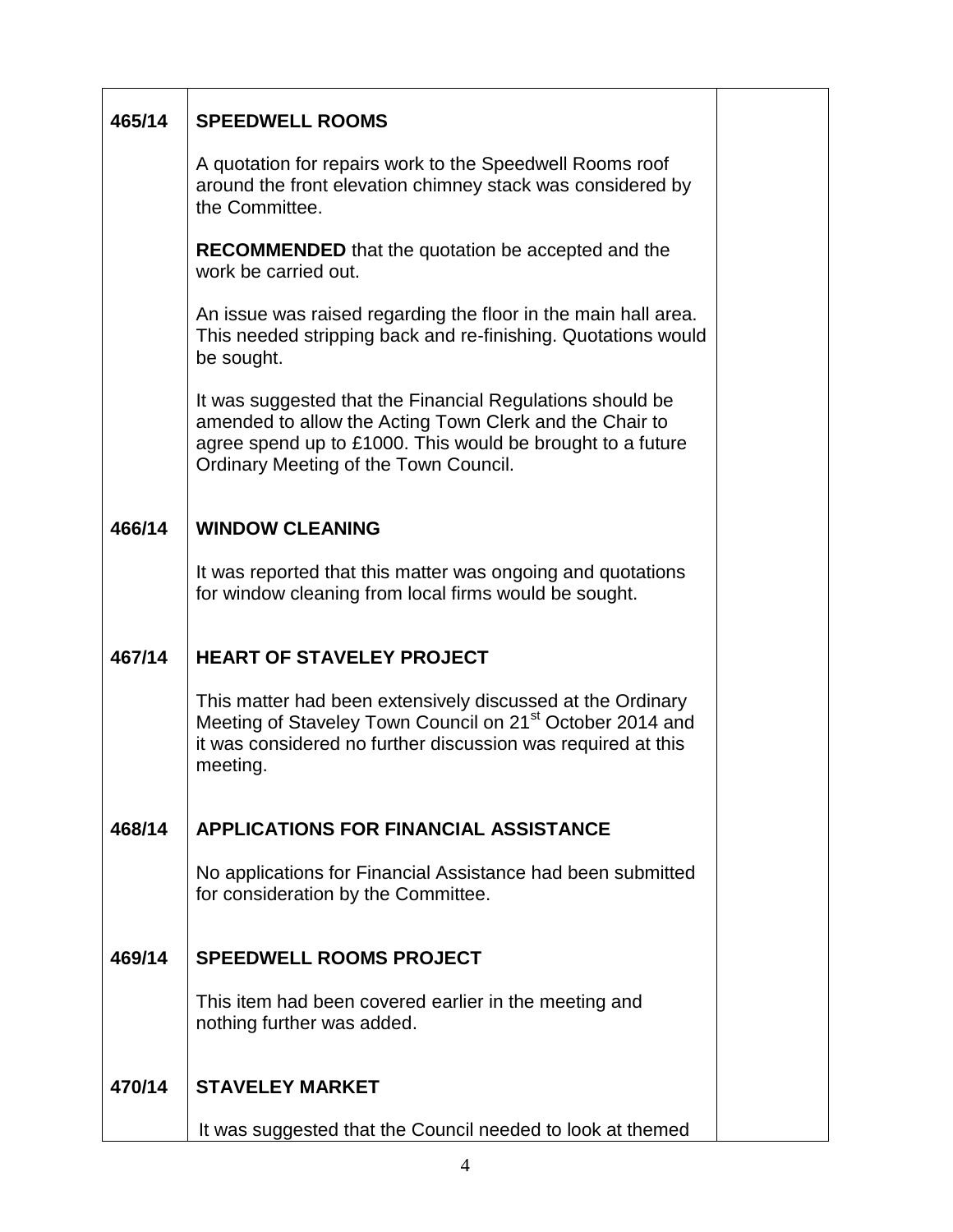| | | |
|---|---|---|
| **465/14** | **SPEEDWELL ROOMS**<br><br>A quotation for repairs work to the Speedwell Rooms roof around the front elevation chimney stack was considered by the Committee.<br><br>**RECOMMENDED** that the quotation be accepted and the work be carried out.<br><br>An issue was raised regarding the floor in the main hall area. This needed stripping back and re-finishing. Quotations would be sought.<br><br>It was suggested that the Financial Regulations should be amended to allow the Acting Town Clerk and the Chair to agree spend up to £1000. This would be brought to a future Ordinary Meeting of the Town Council. | |
| **466/14** | **WINDOW CLEANING**<br><br>It was reported that this matter was ongoing and quotations for window cleaning from local firms would be sought. | |
| **467/14** | **HEART OF STAVELEY PROJECT**<br><br>This matter had been extensively discussed at the Ordinary Meeting of Staveley Town Council on 21st October 2014 and it was considered no further discussion was required at this meeting. | |
| **468/14** | **APPLICATIONS FOR FINANCIAL ASSISTANCE**<br><br>No applications for Financial Assistance had been submitted for consideration by the Committee. | |
| **469/14** | **SPEEDWELL ROOMS PROJECT**<br><br>This item had been covered earlier in the meeting and nothing further was added. | |
| **470/14** | **STAVELEY MARKET**<br><br>It was suggested that the Council needed to look at themed | |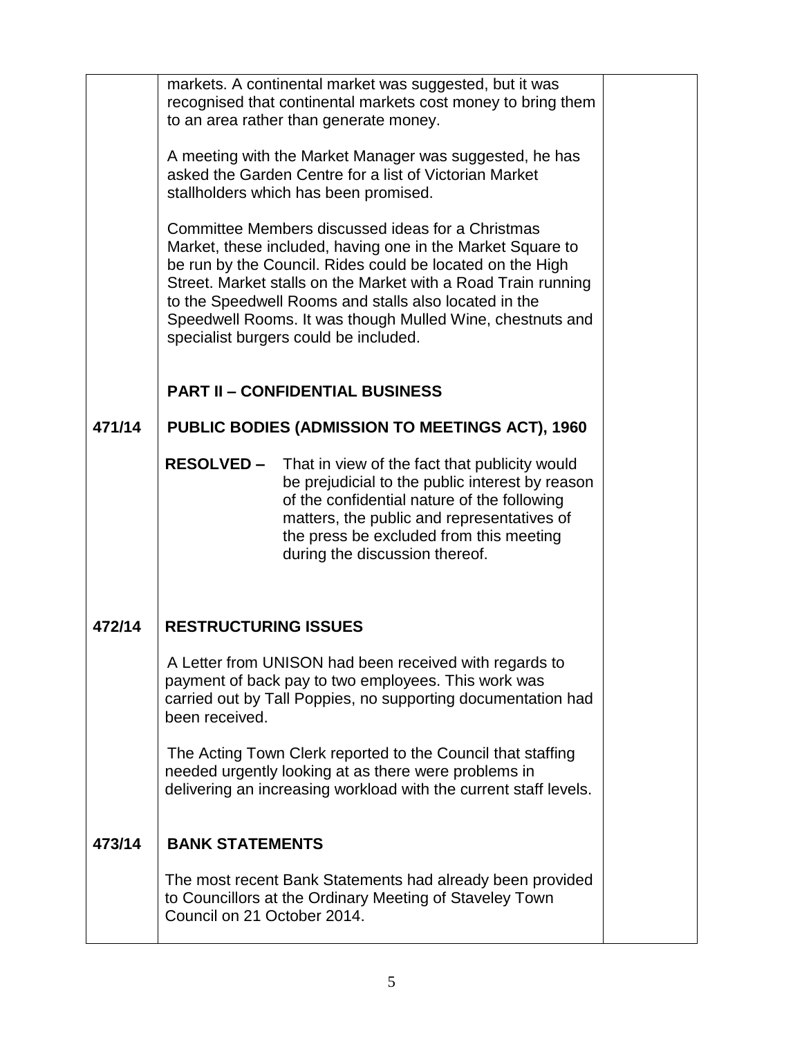| | | |
|---|---|---|
| | markets. A continental market was suggested, but it was recognised that continental markets cost money to bring them to an area rather than generate money.<br><br>A meeting with the Market Manager was suggested, he has asked the Garden Centre for a list of Victorian Market stallholders which has been promised.<br><br>Committee Members discussed ideas for a Christmas Market, these included, having one in the Market Square to be run by the Council. Rides could be located on the High Street. Market stalls on the Market with a Road Train running to the Speedwell Rooms and stalls also located in the Speedwell Rooms. It was though Mulled Wine, chestnuts and specialist burgers could be included.<br><br>**PART II – CONFIDENTIAL BUSINESS** | |
| **471/14** | **PUBLIC BODIES (ADMISSION TO MEETINGS ACT), 1960**<br><br>**RESOLVED –** That in view of the fact that publicity would be prejudicial to the public interest by reason of the confidential nature of the following matters, the public and representatives of the press be excluded from this meeting during the discussion thereof. | |
| **472/14** | **RESTRUCTURING ISSUES**<br><br>A Letter from UNISON had been received with regards to payment of back pay to two employees. This work was carried out by Tall Poppies, no supporting documentation had been received.<br><br>The Acting Town Clerk reported to the Council that staffing needed urgently looking at as there were problems in delivering an increasing workload with the current staff levels. | |
| **473/14** | **BANK STATEMENTS**<br><br>The most recent Bank Statements had already been provided to Councillors at the Ordinary Meeting of Staveley Town Council on 21 October 2014. | |